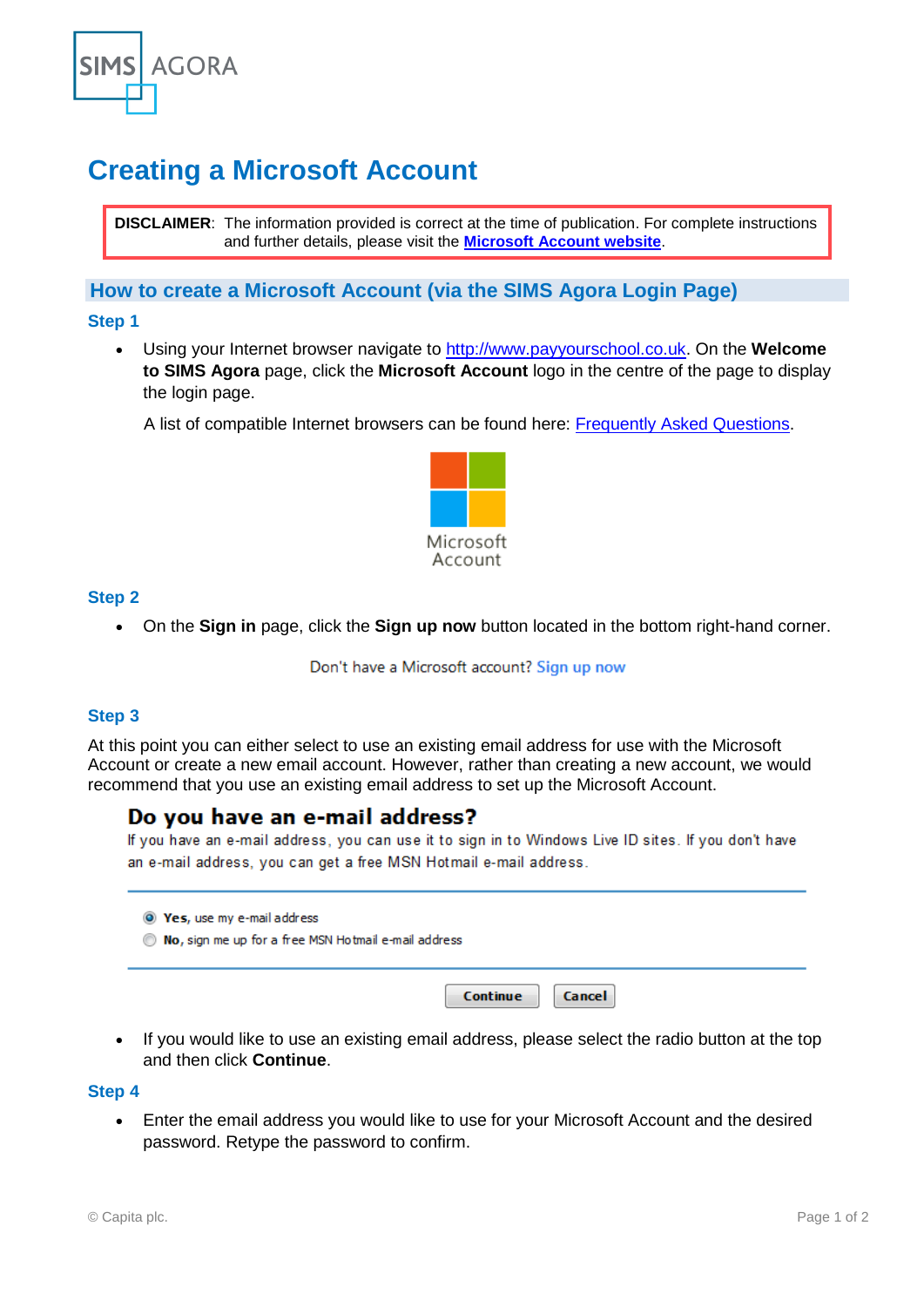SIMS | AGORA

# Creating a Microsoft Account

**DISCLAIMER**: The information provided is correct at the time of publication. For complete instructions and further details, please visit the [Microsoft Account website](#).

## How to create a Microsoft Account (via the SIMS Agora Login Page)

### Step 1

- Using your Internet browser navigate to http://www.payyourschool.co.uk. On the **Welcome to SIMS Agora** page, click the **Microsoft Account** logo in the centre of the page to display the login page.

  A list of compatible Internet browsers can be found here: [Frequently Asked Questions](#).

Microsoft Account

### Step 2

- On the **Sign in** page, click the **Sign up now** button located in the bottom right-hand corner.

Don't have a Microsoft account? Sign up now

### Step 3

At this point you can either select to use an existing email address for use with the Microsoft Account or create a new email account. However, rather than creating a new account, we would recommend that you use an existing email address to set up the Microsoft Account.

**Do you have an e-mail address?**

If you have an e-mail address, you can use it to sign in to Windows Live ID sites. If you don't have an e-mail address, you can get a free MSN Hotmail e-mail address.

- (●) **Yes**, use my e-mail address
- ( ) **No**, sign me up for a free MSN Hotmail e-mail address

[Continue] [Cancel]

- If you would like to use an existing email address, please select the radio button at the top and then click **Continue**.

### Step 4

- Enter the email address you would like to use for your Microsoft Account and the desired password. Retype the password to confirm.

© Capita plc.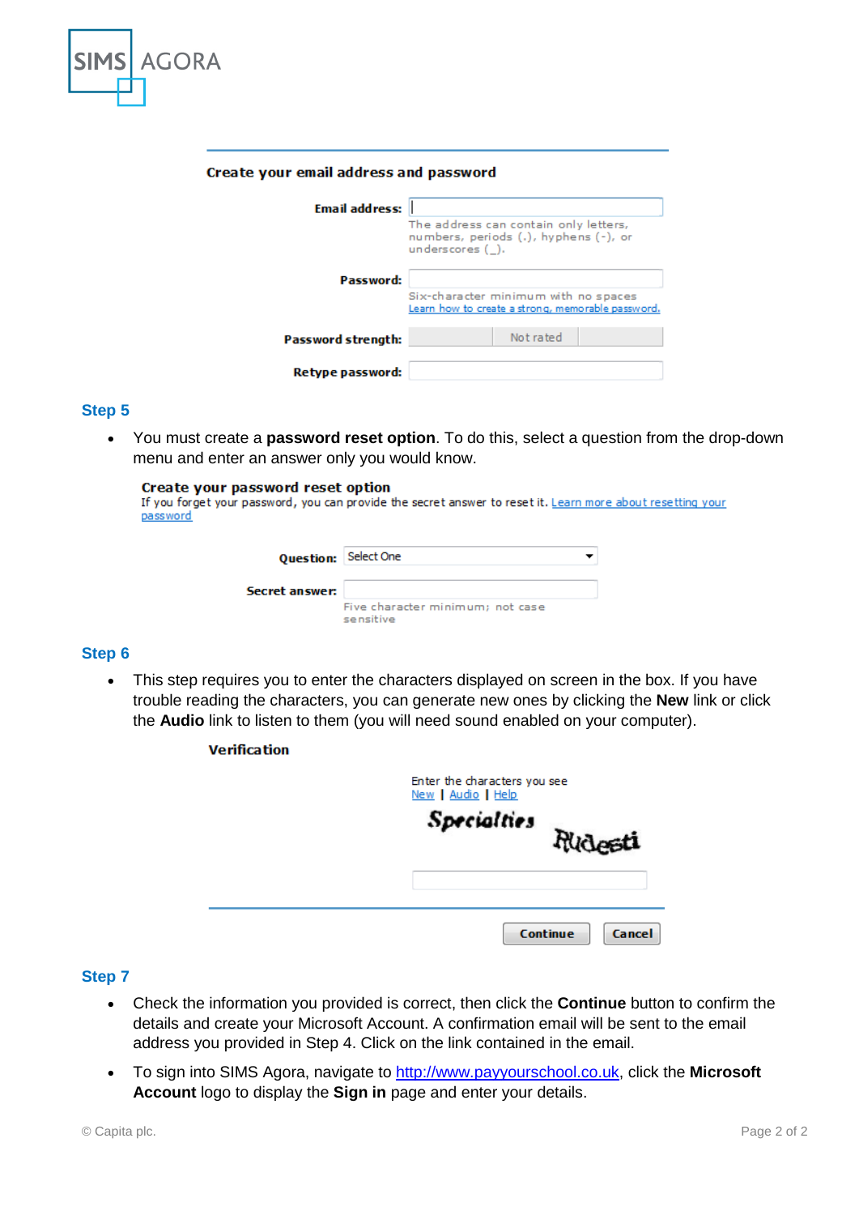SIMS AGORA

**Create your email address and password**

**Email address:**

The address can contain only letters, numbers, periods (.), hyphens (-), or underscores (_).

**Password:**

Six-character minimum with no spaces
Learn how to create a strong, memorable password.

**Password strength:** Not rated

**Retype password:**

### Step 5

- You must create a **password reset option**. To do this, select a question from the drop-down menu and enter an answer only you would know.

**Create your password reset option**
If you forget your password, you can provide the secret answer to reset it. Learn more about resetting your password

**Question:** Select One

**Secret answer:**

Five character minimum; not case sensitive

### Step 6

- This step requires you to enter the characters displayed on screen in the box. If you have trouble reading the characters, you can generate new ones by clicking the **New** link or click the **Audio** link to listen to them (you will need sound enabled on your computer).

**Verification**

Enter the characters you see
New | Audio | Help

Specialties Rudesti

Continue Cancel

### Step 7

- Check the information you provided is correct, then click the **Continue** button to confirm the details and create your Microsoft Account. A confirmation email will be sent to the email address you provided in Step 4. Click on the link contained in the email.
- To sign into SIMS Agora, navigate to http://www.payyourschool.co.uk, click the **Microsoft Account** logo to display the **Sign in** page and enter your details.

© Capita plc.